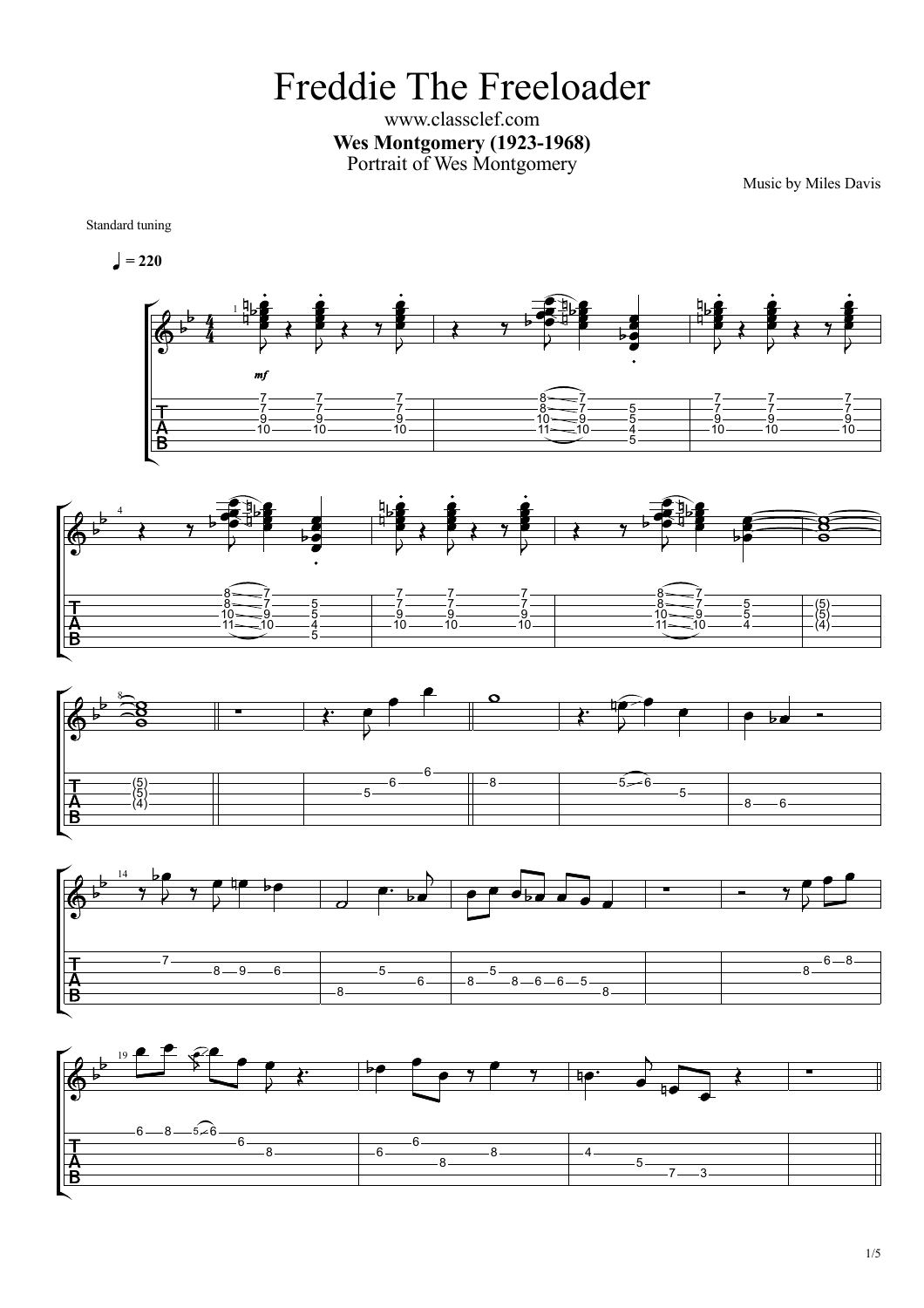# Freddie The Freeloader

www.classclef.com

**Wes Montgomery (1923-1968)**

Portrait of Wes Montgomery

Music by Miles Davis

Standard tuning

♩ = 220